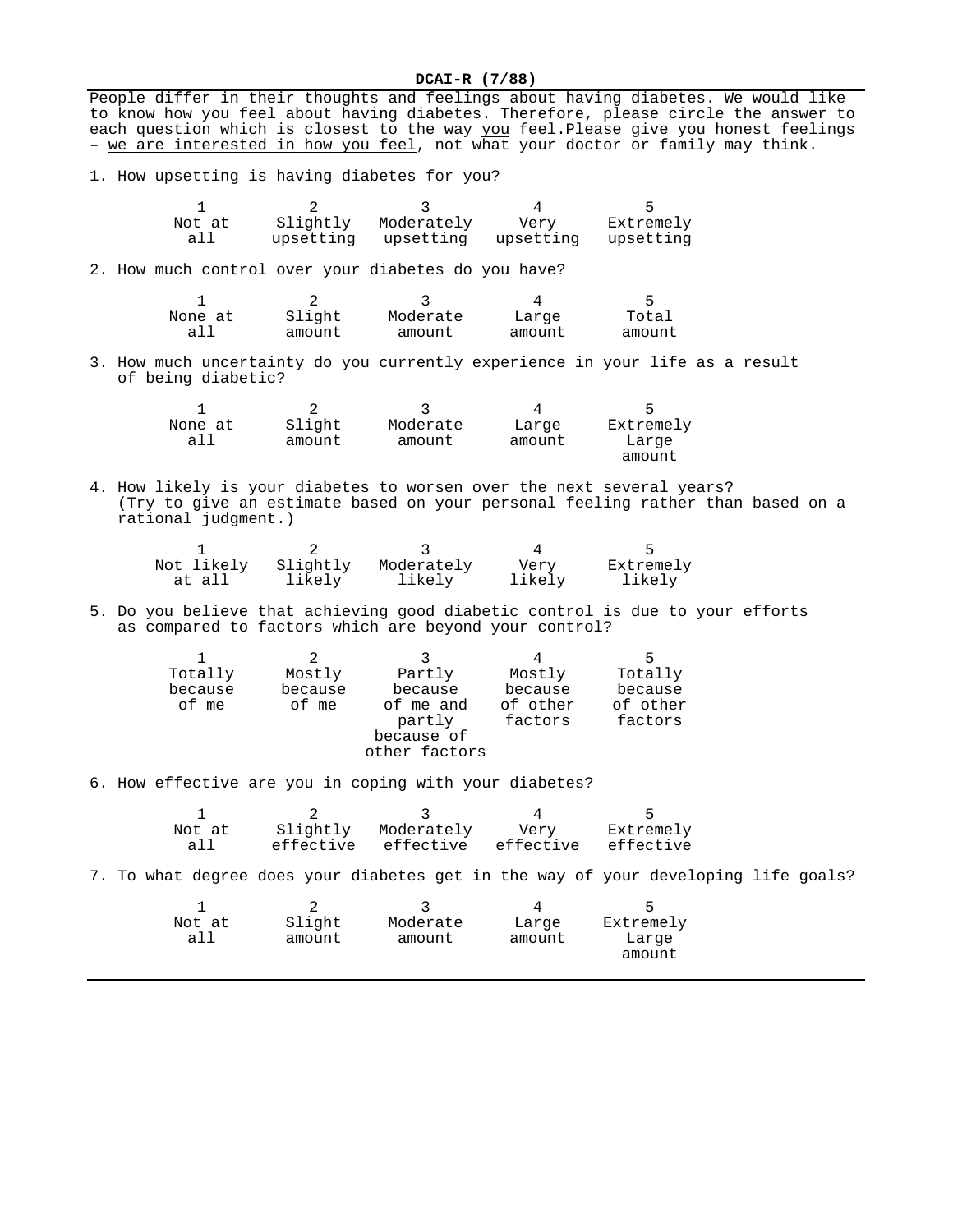**DCAI-R (7/88)**

People differ in their thoughts and feelings about having diabetes. We would like to know how you feel about having diabetes. Therefore, please circle the answer to each question which is closest to the way <u>you</u> feel.Please give you honest feelings – <u>we are interested in how you feel</u>, not what your doctor or family may think.

1. How upsetting is having diabetes for you?

| 1 | 2 | 3 | 4 | 5 |
|---|---|---|---|---|
| Not at all | Slightly upsetting | Moderately upsetting | Very upsetting | Extremely upsetting |

2. How much control over your diabetes do you have?

| 1 | 2 | 3 | 4 | 5 |
|---|---|---|---|---|
| None at all | Slight amount | Moderate amount | Large amount | Total amount |

3. How much uncertainty do you currently experience in your life as a result of being diabetic?

| 1 | 2 | 3 | 4 | 5 |
|---|---|---|---|---|
| None at all | Slight amount | Moderate amount | Large amount | Extremely Large amount |

4. How likely is your diabetes to worsen over the next several years? (Try to give an estimate based on your personal feeling rather than based on a rational judgment.)

| 1 | 2 | 3 | 4 | 5 |
|---|---|---|---|---|
| Not likely at all | Slightly likely | Moderately likely | Very likely | Extremely likely |

5. Do you believe that achieving good diabetic control is due to your efforts as compared to factors which are beyond your control?

| 1 | 2 | 3 | 4 | 5 |
|---|---|---|---|---|
| Totally because of me | Mostly because of me | Partly because of me and partly because of other factors | Mostly because of other factors | Totally because of other factors |

6. How effective are you in coping with your diabetes?

| 1 | 2 | 3 | 4 | 5 |
|---|---|---|---|---|
| Not at all | Slightly effective | Moderately effective | Very effective | Extremely effective |

7. To what degree does your diabetes get in the way of your developing life goals?

| 1 | 2 | 3 | 4 | 5 |
|---|---|---|---|---|
| Not at all | Slight amount | Moderate amount | Large amount | Extremely Large amount |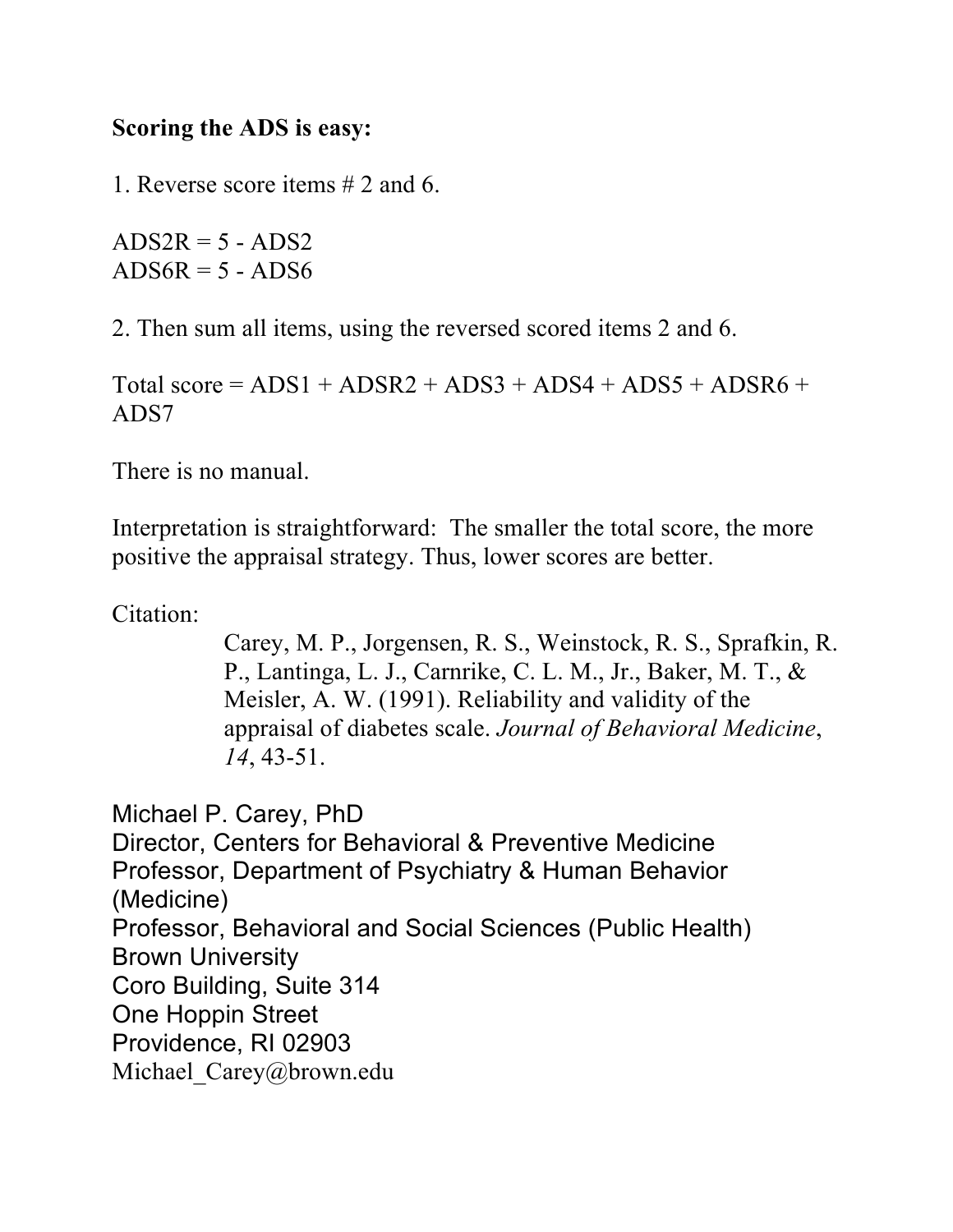**Scoring the ADS is easy:**

1. Reverse score items # 2 and 6.

ADS2R = 5 - ADS2
ADS6R = 5 - ADS6

2. Then sum all items, using the reversed scored items 2 and 6.

Total score = ADS1 + ADSR2 + ADS3 + ADS4 + ADS5 + ADSR6 + ADS7

There is no manual.

Interpretation is straightforward: The smaller the total score, the more positive the appraisal strategy. Thus, lower scores are better.

Citation:

> Carey, M. P., Jorgensen, R. S., Weinstock, R. S., Sprafkin, R. P., Lantinga, L. J., Carnrike, C. L. M., Jr., Baker, M. T., & Meisler, A. W. (1991). Reliability and validity of the appraisal of diabetes scale. *Journal of Behavioral Medicine*, *14*, 43-51.

Michael P. Carey, PhD
Director, Centers for Behavioral & Preventive Medicine
Professor, Department of Psychiatry & Human Behavior (Medicine)
Professor, Behavioral and Social Sciences (Public Health)
Brown University
Coro Building, Suite 314
One Hoppin Street
Providence, RI 02903
Michael_Carey@brown.edu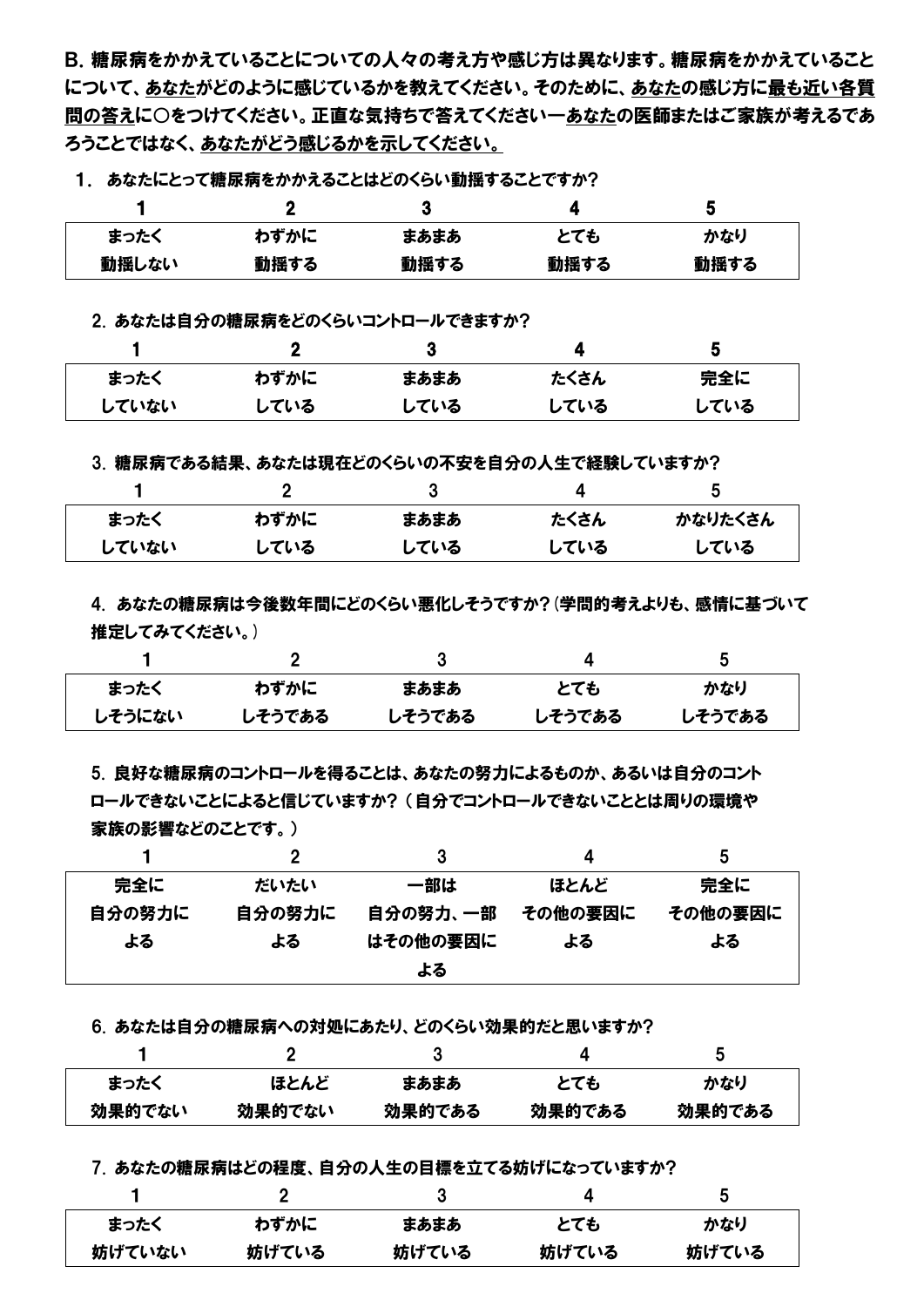**B. 糖尿病をかかえていることについての人々の考え方や感じ方は異なります。糖尿病をかかえていることについて、あなたがどのように感じているかを教えてください。そのために、あなたの感じ方に最も近い各質問の答えに○をつけてください。正直な気持ちで答えてください―あなたの医師またはご家族が考えるであろうことではなく、あなたがどう感じるかを示してください。**

1． あなたにとって糖尿病をかかえることはどのくらい動揺することですか?

| 1 | 2 | 3 | 4 | 5 |
|---|---|---|---|---|
| まったく<br>動揺しない | わずかに<br>動揺する | まあまあ<br>動揺する | とても<br>動揺する | かなり<br>動揺する |

2. あなたは自分の糖尿病をどのくらいコントロールできますか?

| 1 | 2 | 3 | 4 | 5 |
|---|---|---|---|---|
| まったく<br>していない | わずかに<br>している | まあまあ<br>している | たくさん<br>している | 完全に<br>している |

3. 糖尿病である結果、あなたは現在どのくらいの不安を自分の人生で経験していますか?

| 1 | 2 | 3 | 4 | 5 |
|---|---|---|---|---|
| まったく<br>していない | わずかに<br>している | まあまあ<br>している | たくさん<br>している | かなりたくさん<br>している |

4. あなたの糖尿病は今後数年間にどのくらい悪化しそうですか?(学問的考えよりも、感情に基づいて推定してみてください。)

| 1 | 2 | 3 | 4 | 5 |
|---|---|---|---|---|
| まったく<br>しそうにない | わずかに<br>しそうである | まあまあ<br>しそうである | とても<br>しそうである | かなり<br>しそうである |

5. 良好な糖尿病のコントロールを得ることは、あなたの努力によるものか、あるいは自分のコントロールできないことによると信じていますか?（自分でコントロールできないこととは周りの環境や家族の影響などのことです。）

| 1 | 2 | 3 | 4 | 5 |
|---|---|---|---|---|
| 完全に<br>自分の努力に<br>よる | だいたい<br>自分の努力に<br>よる | 一部は<br>自分の努力、一部<br>はその他の要因に<br>よる | ほとんど<br>その他の要因に<br>よる | 完全に<br>その他の要因に<br>よる |

6. あなたは自分の糖尿病への対処にあたり、どのくらい効果的だと思いますか?

| 1 | 2 | 3 | 4 | 5 |
|---|---|---|---|---|
| まったく<br>効果的でない | ほとんど<br>効果的でない | まあまあ<br>効果的である | とても<br>効果的である | かなり<br>効果的である |

7. あなたの糖尿病はどの程度、自分の人生の目標を立てる妨げになっていますか?

| 1 | 2 | 3 | 4 | 5 |
|---|---|---|---|---|
| まったく<br>妨げていない | わずかに<br>妨げている | まあまあ<br>妨げている | とても<br>妨げている | かなり<br>妨げている |